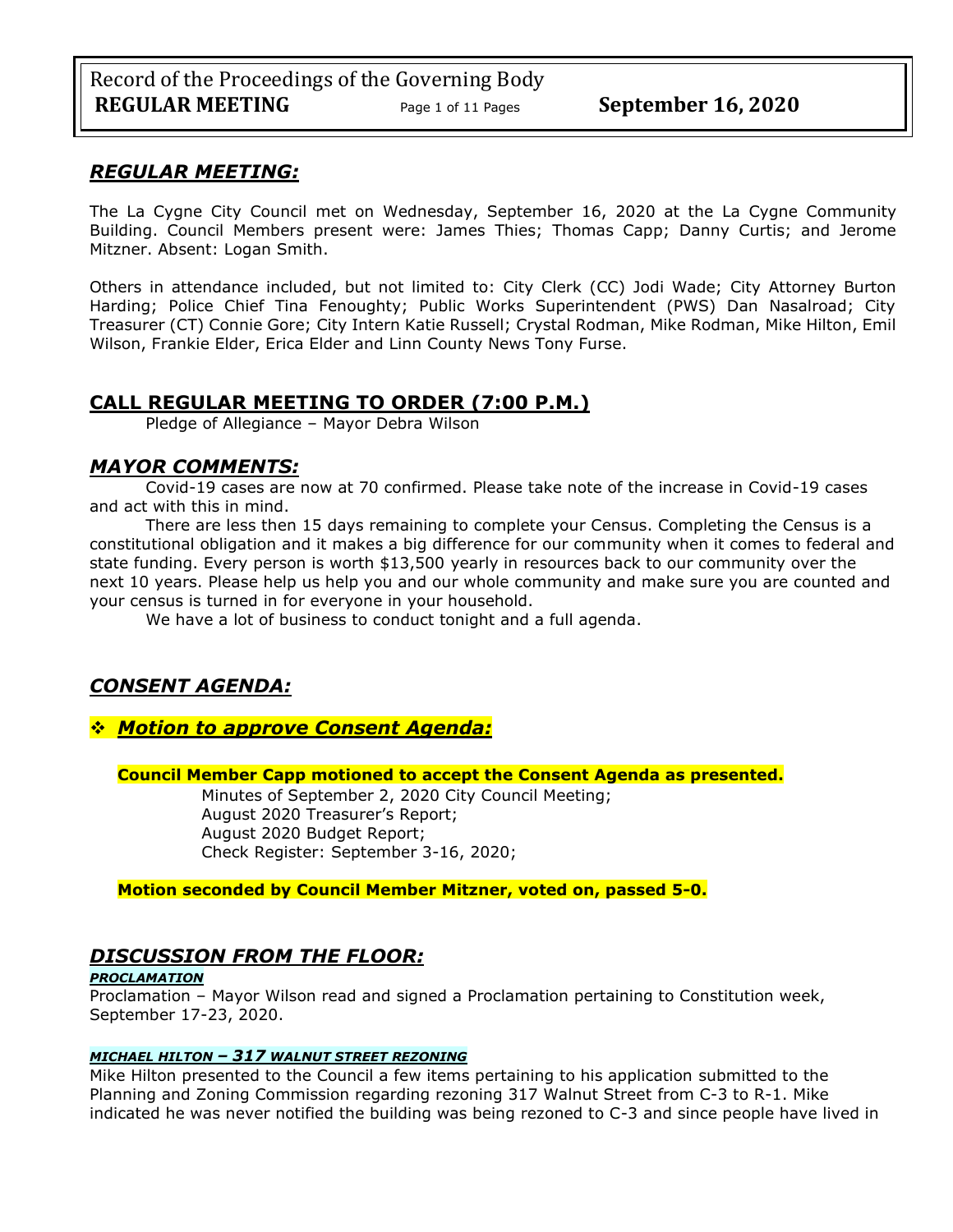## *REGULAR MEETING:*

The La Cygne City Council met on Wednesday, September 16, 2020 at the La Cygne Community Building. Council Members present were: James Thies; Thomas Capp; Danny Curtis; and Jerome Mitzner. Absent: Logan Smith.

Others in attendance included, but not limited to: City Clerk (CC) Jodi Wade; City Attorney Burton Harding; Police Chief Tina Fenoughty; Public Works Superintendent (PWS) Dan Nasalroad; City Treasurer (CT) Connie Gore; City Intern Katie Russell; Crystal Rodman, Mike Rodman, Mike Hilton, Emil Wilson, Frankie Elder, Erica Elder and Linn County News Tony Furse.

## CALL REGULAR MEETING TO ORDER (7:00 P.M.)

Pledge of Allegiance – Mayor Debra Wilson

## *MAYOR COMMENTS:*

Covid-19 cases are now at 70 confirmed. Please take note of the increase in Covid-19 cases and act with this in mind.

There are less then 15 days remaining to complete your Census. Completing the Census is a constitutional obligation and it makes a big difference for our community when it comes to federal and state funding. Every person is worth $13,500 yearly in resources back to our community over the next 10 years. Please help us help you and our whole community and make sure you are counted and your census is turned in for everyone in your household.

We have a lot of business to conduct tonight and a full agenda.

## *CONSENT AGENDA:*

### ❖ *Motion to approve Consent Agenda:*

**Council Member Capp motioned to accept the Consent Agenda as presented.**

Minutes of September 2, 2020 City Council Meeting;
August 2020 Treasurer's Report;
August 2020 Budget Report;
Check Register: September 3-16, 2020;

**Motion seconded by Council Member Mitzner, voted on, passed 5-0.**

## *DISCUSSION FROM THE FLOOR:*

#### *PROCLAMATION*

Proclamation – Mayor Wilson read and signed a Proclamation pertaining to Constitution week, September 17-23, 2020.

#### *MICHAEL HILTON – 317 WALNUT STREET REZONING*

Mike Hilton presented to the Council a few items pertaining to his application submitted to the Planning and Zoning Commission regarding rezoning 317 Walnut Street from C-3 to R-1. Mike indicated he was never notified the building was being rezoned to C-3 and since people have lived in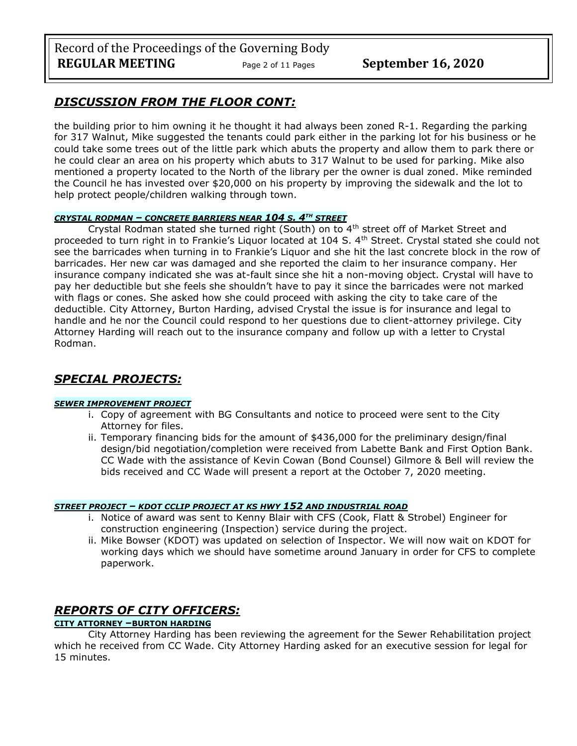## *DISCUSSION FROM THE FLOOR CONT:*

the building prior to him owning it he thought it had always been zoned R-1. Regarding the parking for 317 Walnut, Mike suggested the tenants could park either in the parking lot for his business or he could take some trees out of the little park which abuts the property and allow them to park there or he could clear an area on his property which abuts to 317 Walnut to be used for parking. Mike also mentioned a property located to the North of the library per the owner is dual zoned. Mike reminded the Council he has invested over $20,000 on his property by improving the sidewalk and the lot to help protect people/children walking through town.

#### *CRYSTAL RODMAN – CONCRETE BARRIERS NEAR 104 S. 4TH STREET*

Crystal Rodman stated she turned right (South) on to 4th street off of Market Street and proceeded to turn right in to Frankie's Liquor located at 104 S. 4th Street. Crystal stated she could not see the barricades when turning in to Frankie's Liquor and she hit the last concrete block in the row of barricades. Her new car was damaged and she reported the claim to her insurance company. Her insurance company indicated she was at-fault since she hit a non-moving object. Crystal will have to pay her deductible but she feels she shouldn't have to pay it since the barricades were not marked with flags or cones. She asked how she could proceed with asking the city to take care of the deductible. City Attorney, Burton Harding, advised Crystal the issue is for insurance and legal to handle and he nor the Council could respond to her questions due to client-attorney privilege. City Attorney Harding will reach out to the insurance company and follow up with a letter to Crystal Rodman.

## *SPECIAL PROJECTS:*

#### *SEWER IMPROVEMENT PROJECT*

i. Copy of agreement with BG Consultants and notice to proceed were sent to the City Attorney for files.
ii. Temporary financing bids for the amount of $436,000 for the preliminary design/final design/bid negotiation/completion were received from Labette Bank and First Option Bank. CC Wade with the assistance of Kevin Cowan (Bond Counsel) Gilmore & Bell will review the bids received and CC Wade will present a report at the October 7, 2020 meeting.

#### *STREET PROJECT – KDOT CCLIP PROJECT AT KS HWY 152 AND INDUSTRIAL ROAD*

i. Notice of award was sent to Kenny Blair with CFS (Cook, Flatt & Strobel) Engineer for construction engineering (Inspection) service during the project.
ii. Mike Bowser (KDOT) was updated on selection of Inspector. We will now wait on KDOT for working days which we should have sometime around January in order for CFS to complete paperwork.

## *REPORTS OF CITY OFFICERS:*

#### **CITY ATTORNEY –BURTON HARDING**

City Attorney Harding has been reviewing the agreement for the Sewer Rehabilitation project which he received from CC Wade. City Attorney Harding asked for an executive session for legal for 15 minutes.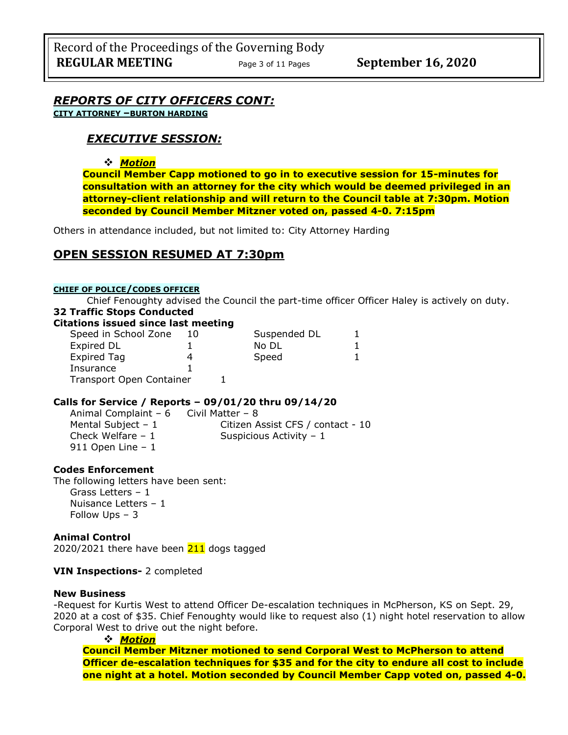## *REPORTS OF CITY OFFICERS CONT:*

**CITY ATTORNEY –BURTON HARDING**

### *EXECUTIVE SESSION:*

❖ ***Motion***

**Council Member Capp motioned to go in to executive session for 15-minutes for consultation with an attorney for the city which would be deemed privileged in an attorney-client relationship and will return to the Council table at 7:30pm. Motion seconded by Council Member Mitzner voted on, passed 4-0. 7:15pm**

Others in attendance included, but not limited to: City Attorney Harding

## OPEN SESSION RESUMED AT 7:30pm

**CHIEF OF POLICE/CODES OFFICER**

Chief Fenoughty advised the Council the part-time officer Officer Haley is actively on duty.

**32 Traffic Stops Conducted**

**Citations issued since last meeting**

| | | | |
|---|---|---|---|
| Speed in School Zone | 10 | Suspended DL | 1 |
| Expired DL | 1 | No DL | 1 |
| Expired Tag | 4 | Speed | 1 |
| Insurance | 1 | | |
| Transport Open Container | 1 | | |

**Calls for Service / Reports – 09/01/20 thru 09/14/20**

- Animal Complaint – 6
- Civil Matter – 8
- Mental Subject – 1
- Citizen Assist CFS / contact - 10
- Check Welfare – 1
- Suspicious Activity – 1
- 911 Open Line – 1

**Codes Enforcement**

The following letters have been sent:

- Grass Letters – 1
- Nuisance Letters – 1
- Follow Ups – 3

**Animal Control**

2020/2021 there have been 211 dogs tagged

**VIN Inspections-** 2 completed

**New Business**

-Request for Kurtis West to attend Officer De-escalation techniques in McPherson, KS on Sept. 29, 2020 at a cost of $35. Chief Fenoughty would like to request also (1) night hotel reservation to allow Corporal West to drive out the night before.

❖ ***Motion***

**Council Member Mitzner motioned to send Corporal West to McPherson to attend Officer de-escalation techniques for $35 and for the city to endure all cost to include one night at a hotel. Motion seconded by Council Member Capp voted on, passed 4-0.**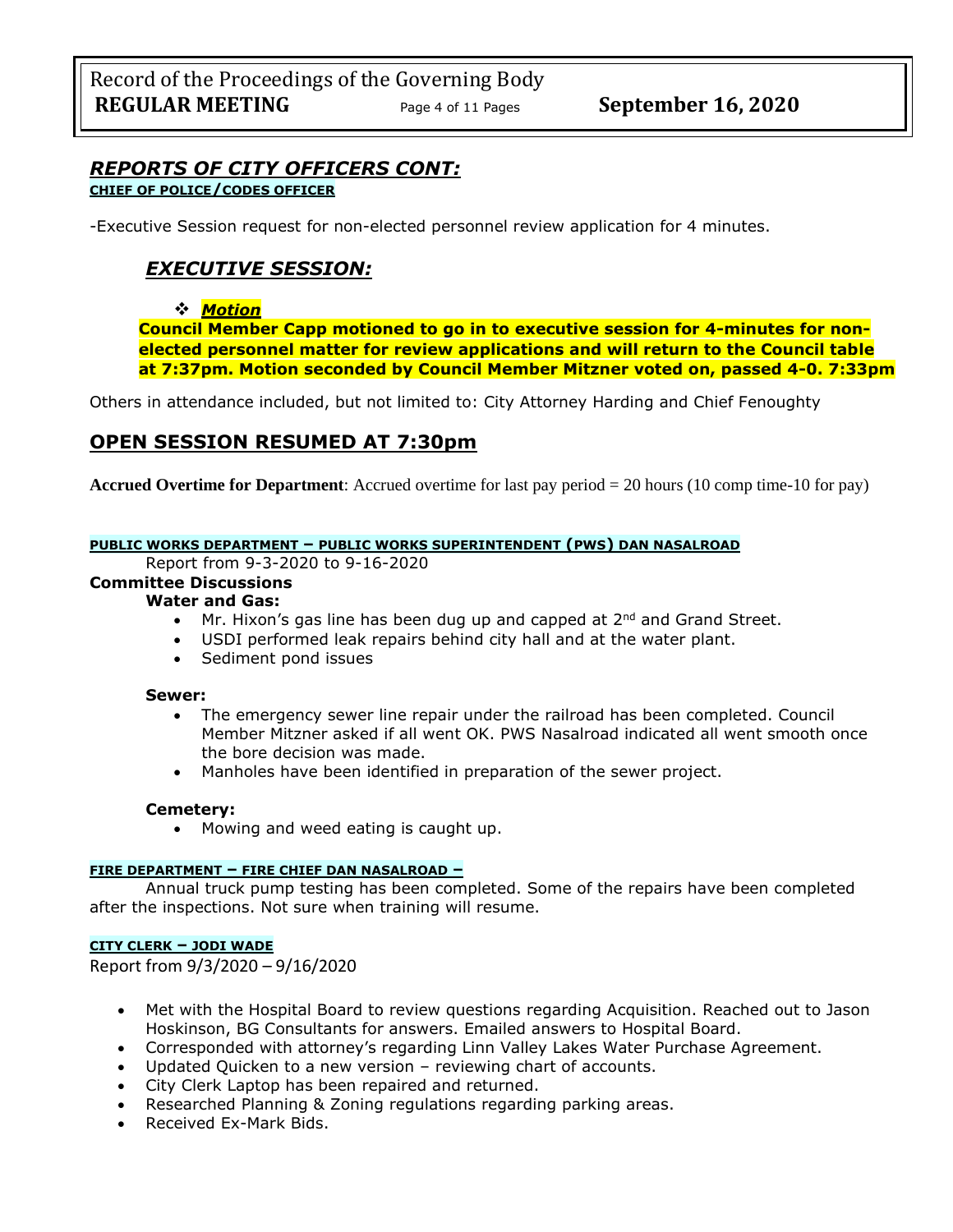## *REPORTS OF CITY OFFICERS CONT:*

**CHIEF OF POLICE/CODES OFFICER**

-Executive Session request for non-elected personnel review application for 4 minutes.

## *EXECUTIVE SESSION:*

- ***Motion***

**Council Member Capp motioned to go in to executive session for 4-minutes for non-elected personnel matter for review applications and will return to the Council table at 7:37pm. Motion seconded by Council Member Mitzner voted on, passed 4-0. 7:33pm**

Others in attendance included, but not limited to: City Attorney Harding and Chief Fenoughty

## OPEN SESSION RESUMED AT 7:30pm

**Accrued Overtime for Department**: Accrued overtime for last pay period = 20 hours (10 comp time-10 for pay)

**PUBLIC WORKS DEPARTMENT – PUBLIC WORKS SUPERINTENDENT (PWS) DAN NASALROAD**

Report from 9-3-2020 to 9-16-2020

**Committee Discussions**

**Water and Gas:**

- Mr. Hixon's gas line has been dug up and capped at 2nd and Grand Street.
- USDI performed leak repairs behind city hall and at the water plant.
- Sediment pond issues

**Sewer:**

- The emergency sewer line repair under the railroad has been completed. Council Member Mitzner asked if all went OK. PWS Nasalroad indicated all went smooth once the bore decision was made.
- Manholes have been identified in preparation of the sewer project.

**Cemetery:**

- Mowing and weed eating is caught up.

**FIRE DEPARTMENT – FIRE CHIEF DAN NASALROAD –**

Annual truck pump testing has been completed. Some of the repairs have been completed after the inspections. Not sure when training will resume.

**CITY CLERK – JODI WADE**

Report from 9/3/2020 – 9/16/2020

- Met with the Hospital Board to review questions regarding Acquisition. Reached out to Jason Hoskinson, BG Consultants for answers. Emailed answers to Hospital Board.
- Corresponded with attorney's regarding Linn Valley Lakes Water Purchase Agreement.
- Updated Quicken to a new version – reviewing chart of accounts.
- City Clerk Laptop has been repaired and returned.
- Researched Planning & Zoning regulations regarding parking areas.
- Received Ex-Mark Bids.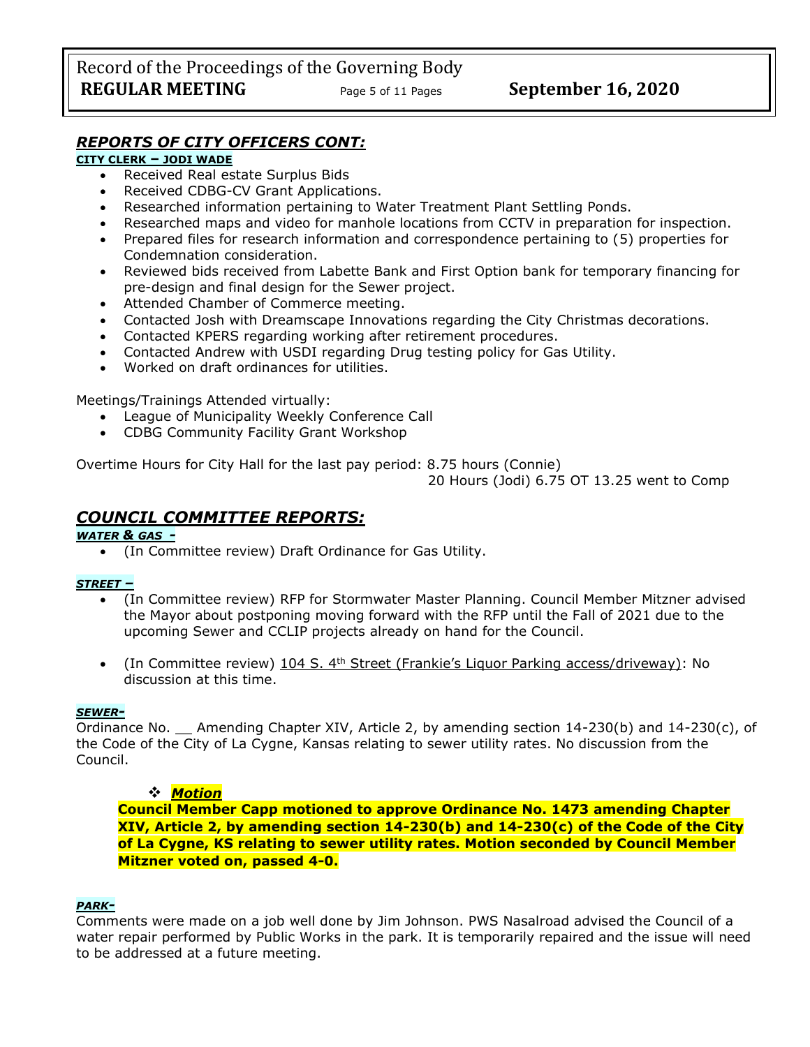## *REPORTS OF CITY OFFICERS CONT:*

**CITY CLERK – JODI WADE**

- Received Real estate Surplus Bids
- Received CDBG-CV Grant Applications.
- Researched information pertaining to Water Treatment Plant Settling Ponds.
- Researched maps and video for manhole locations from CCTV in preparation for inspection.
- Prepared files for research information and correspondence pertaining to (5) properties for Condemnation consideration.
- Reviewed bids received from Labette Bank and First Option bank for temporary financing for pre-design and final design for the Sewer project.
- Attended Chamber of Commerce meeting.
- Contacted Josh with Dreamscape Innovations regarding the City Christmas decorations.
- Contacted KPERS regarding working after retirement procedures.
- Contacted Andrew with USDI regarding Drug testing policy for Gas Utility.
- Worked on draft ordinances for utilities.

Meetings/Trainings Attended virtually:

- League of Municipality Weekly Conference Call
- CDBG Community Facility Grant Workshop

Overtime Hours for City Hall for the last pay period: 8.75 hours (Connie)
20 Hours (Jodi) 6.75 OT 13.25 went to Comp

## *COUNCIL COMMITTEE REPORTS:*

***WATER & GAS -***

- (In Committee review) Draft Ordinance for Gas Utility.

***STREET –***

- (In Committee review) RFP for Stormwater Master Planning. Council Member Mitzner advised the Mayor about postponing moving forward with the RFP until the Fall of 2021 due to the upcoming Sewer and CCLIP projects already on hand for the Council.
- (In Committee review) 104 S. 4th Street (Frankie's Liquor Parking access/driveway): No discussion at this time.

***SEWER-***

Ordinance No. __ Amending Chapter XIV, Article 2, by amending section 14-230(b) and 14-230(c), of the Code of the City of La Cygne, Kansas relating to sewer utility rates. No discussion from the Council.

❖ ***Motion***

**Council Member Capp motioned to approve Ordinance No. 1473 amending Chapter XIV, Article 2, by amending section 14-230(b) and 14-230(c) of the Code of the City of La Cygne, KS relating to sewer utility rates. Motion seconded by Council Member Mitzner voted on, passed 4-0.**

***PARK-***

Comments were made on a job well done by Jim Johnson. PWS Nasalroad advised the Council of a water repair performed by Public Works in the park. It is temporarily repaired and the issue will need to be addressed at a future meeting.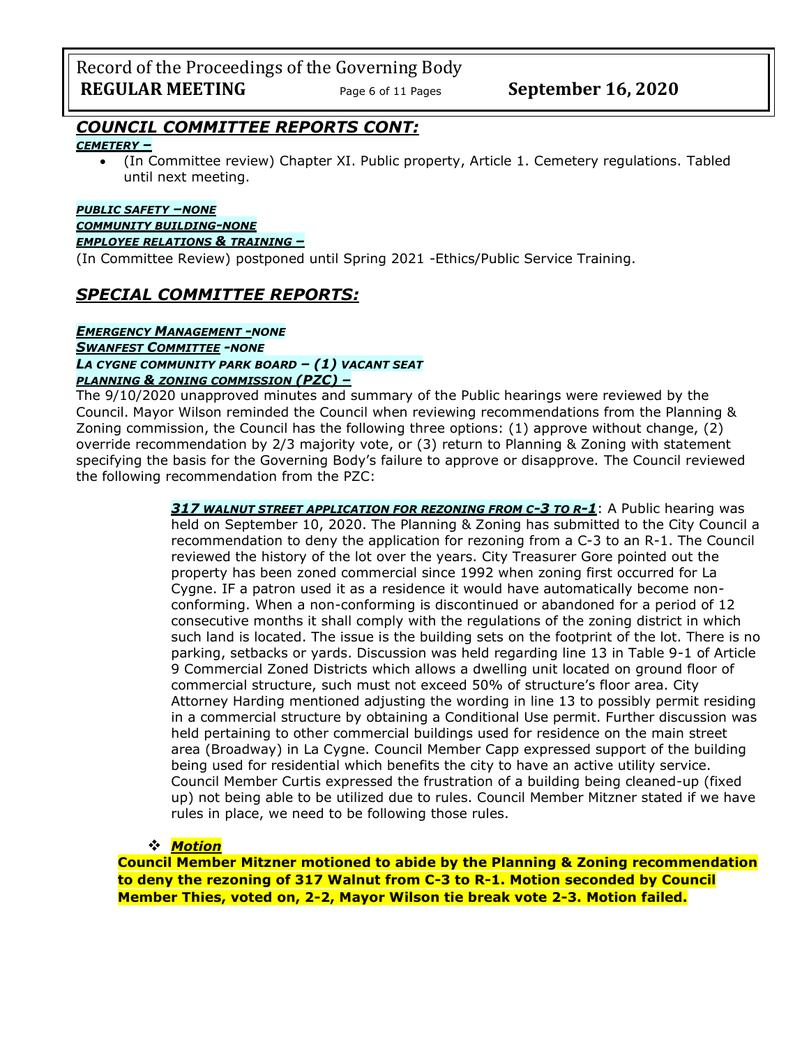## *COUNCIL COMMITTEE REPORTS CONT:*

***CEMETERY –***

- (In Committee review) Chapter XI. Public property, Article 1. Cemetery regulations. Tabled until next meeting.

***PUBLIC SAFETY –NONE***
***COMMUNITY BUILDING-NONE***
***EMPLOYEE RELATIONS & TRAINING –***

(In Committee Review) postponed until Spring 2021 -Ethics/Public Service Training.

## *SPECIAL COMMITTEE REPORTS:*

***EMERGENCY MANAGEMENT -NONE***
***SWANFEST COMMITTEE -NONE***
***LA CYGNE COMMUNITY PARK BOARD – (1) VACANT SEAT***
***PLANNING & ZONING COMMISSION (PZC) –***

The 9/10/2020 unapproved minutes and summary of the Public hearings were reviewed by the Council. Mayor Wilson reminded the Council when reviewing recommendations from the Planning & Zoning commission, the Council has the following three options: (1) approve without change, (2) override recommendation by 2/3 majority vote, or (3) return to Planning & Zoning with statement specifying the basis for the Governing Body's failure to approve or disapprove. The Council reviewed the following recommendation from the PZC:

> ***317 WALNUT STREET APPLICATION FOR REZONING FROM C-3 TO R-1***: A Public hearing was held on September 10, 2020. The Planning & Zoning has submitted to the City Council a recommendation to deny the application for rezoning from a C-3 to an R-1. The Council reviewed the history of the lot over the years. City Treasurer Gore pointed out the property has been zoned commercial since 1992 when zoning first occurred for La Cygne. IF a patron used it as a residence it would have automatically become non-conforming. When a non-conforming is discontinued or abandoned for a period of 12 consecutive months it shall comply with the regulations of the zoning district in which such land is located. The issue is the building sets on the footprint of the lot. There is no parking, setbacks or yards. Discussion was held regarding line 13 in Table 9-1 of Article 9 Commercial Zoned Districts which allows a dwelling unit located on ground floor of commercial structure, such must not exceed 50% of structure's floor area. City Attorney Harding mentioned adjusting the wording in line 13 to possibly permit residing in a commercial structure by obtaining a Conditional Use permit. Further discussion was held pertaining to other commercial buildings used for residence on the main street area (Broadway) in La Cygne. Council Member Capp expressed support of the building being used for residential which benefits the city to have an active utility service. Council Member Curtis expressed the frustration of a building being cleaned-up (fixed up) not being able to be utilized due to rules. Council Member Mitzner stated if we have rules in place, we need to be following those rules.

- ***Motion***

**Council Member Mitzner motioned to abide by the Planning & Zoning recommendation to deny the rezoning of 317 Walnut from C-3 to R-1. Motion seconded by Council Member Thies, voted on, 2-2, Mayor Wilson tie break vote 2-3. Motion failed.**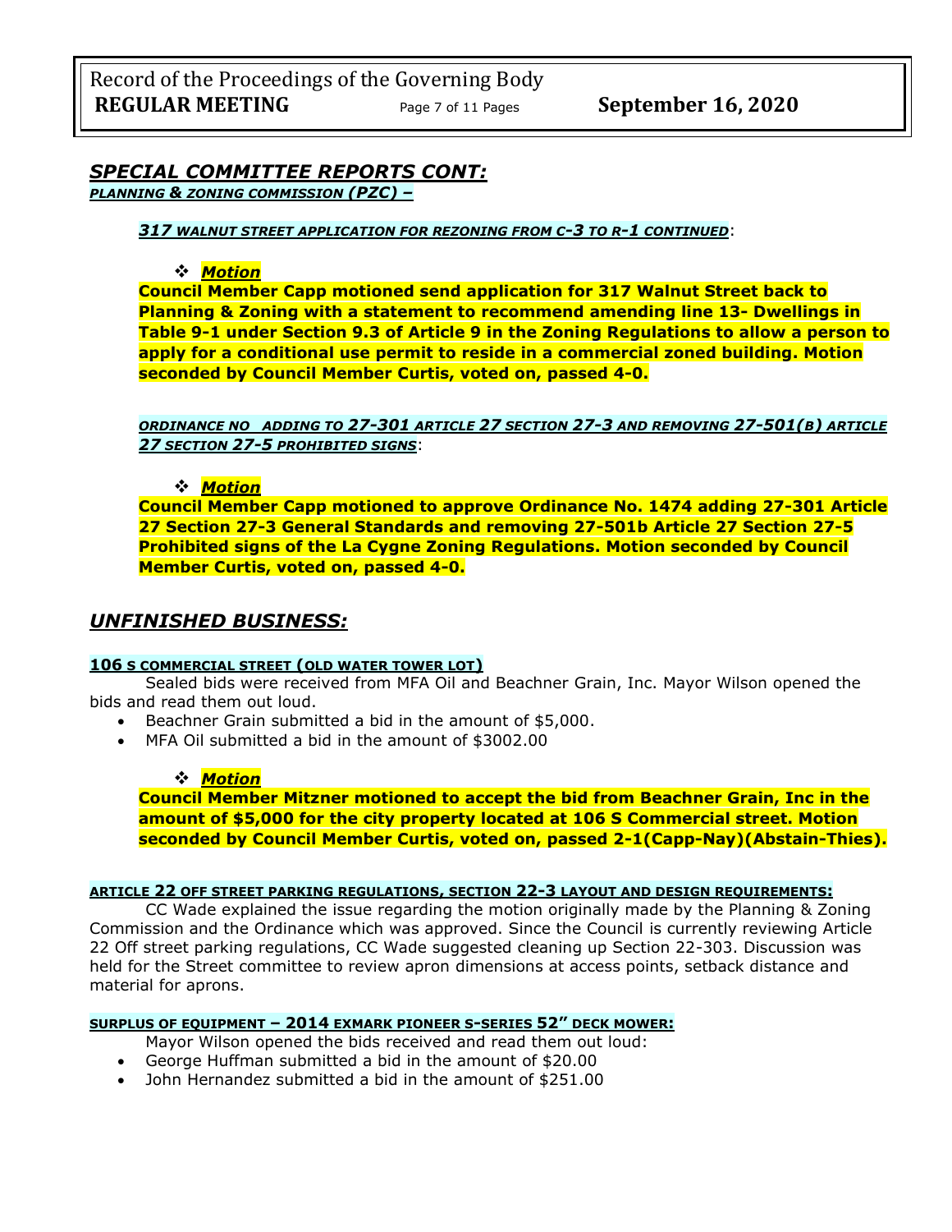## *SPECIAL COMMITTEE REPORTS CONT:*

***PLANNING & ZONING COMMISSION (PZC) –***

***317 WALNUT STREET APPLICATION FOR REZONING FROM C-3 TO R-1 CONTINUED***:

❖ ***Motion***

**Council Member Capp motioned send application for 317 Walnut Street back to Planning & Zoning with a statement to recommend amending line 13- Dwellings in Table 9-1 under Section 9.3 of Article 9 in the Zoning Regulations to allow a person to apply for a conditional use permit to reside in a commercial zoned building. Motion seconded by Council Member Curtis, voted on, passed 4-0.**

***ORDINANCE NO ADDING TO 27-301 ARTICLE 27 SECTION 27-3 AND REMOVING 27-501(B) ARTICLE 27 SECTION 27-5 PROHIBITED SIGNS***:

❖ ***Motion***

**Council Member Capp motioned to approve Ordinance No. 1474 adding 27-301 Article 27 Section 27-3 General Standards and removing 27-501b Article 27 Section 27-5 Prohibited signs of the La Cygne Zoning Regulations. Motion seconded by Council Member Curtis, voted on, passed 4-0.**

## *UNFINISHED BUSINESS:*

**106 S COMMERCIAL STREET (OLD WATER TOWER LOT)**

Sealed bids were received from MFA Oil and Beachner Grain, Inc. Mayor Wilson opened the bids and read them out loud.

- Beachner Grain submitted a bid in the amount of $5,000.
- MFA Oil submitted a bid in the amount of $3002.00

❖ ***Motion***

**Council Member Mitzner motioned to accept the bid from Beachner Grain, Inc in the amount of $5,000 for the city property located at 106 S Commercial street. Motion seconded by Council Member Curtis, voted on, passed 2-1(Capp-Nay)(Abstain-Thies).**

**ARTICLE 22 OFF STREET PARKING REGULATIONS, SECTION 22-3 LAYOUT AND DESIGN REQUIREMENTS:**

CC Wade explained the issue regarding the motion originally made by the Planning & Zoning Commission and the Ordinance which was approved. Since the Council is currently reviewing Article 22 Off street parking regulations, CC Wade suggested cleaning up Section 22-303. Discussion was held for the Street committee to review apron dimensions at access points, setback distance and material for aprons.

**SURPLUS OF EQUIPMENT – 2014 EXMARK PIONEER S-SERIES 52" DECK MOWER:**

Mayor Wilson opened the bids received and read them out loud:

- George Huffman submitted a bid in the amount of $20.00
- John Hernandez submitted a bid in the amount of $251.00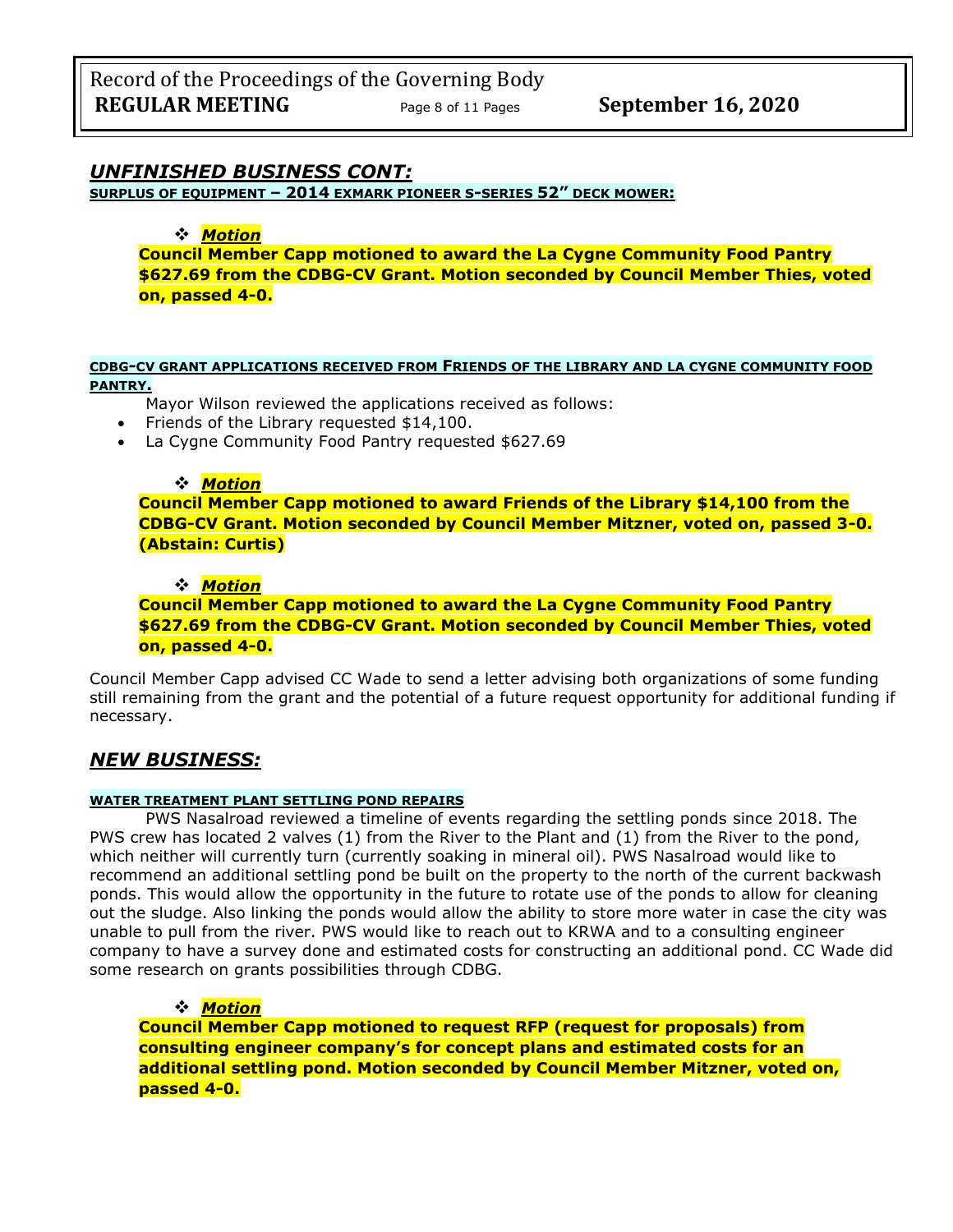## *UNFINISHED BUSINESS CONT:*

**SURPLUS OF EQUIPMENT – 2014 EXMARK PIONEER S-SERIES 52" DECK MOWER:**

- ***Motion***

**Council Member Capp motioned to award the La Cygne Community Food Pantry $627.69 from the CDBG-CV Grant. Motion seconded by Council Member Thies, voted on, passed 4-0.**

**CDBG-CV GRANT APPLICATIONS RECEIVED FROM FRIENDS OF THE LIBRARY AND LA CYGNE COMMUNITY FOOD PANTRY.**

Mayor Wilson reviewed the applications received as follows:

- Friends of the Library requested $14,100.
- La Cygne Community Food Pantry requested $627.69

- ***Motion***

**Council Member Capp motioned to award Friends of the Library $14,100 from the CDBG-CV Grant. Motion seconded by Council Member Mitzner, voted on, passed 3-0. (Abstain: Curtis)**

- ***Motion***

**Council Member Capp motioned to award the La Cygne Community Food Pantry $627.69 from the CDBG-CV Grant. Motion seconded by Council Member Thies, voted on, passed 4-0.**

Council Member Capp advised CC Wade to send a letter advising both organizations of some funding still remaining from the grant and the potential of a future request opportunity for additional funding if necessary.

## *NEW BUSINESS:*

**WATER TREATMENT PLANT SETTLING POND REPAIRS**

PWS Nasalroad reviewed a timeline of events regarding the settling ponds since 2018. The PWS crew has located 2 valves (1) from the River to the Plant and (1) from the River to the pond, which neither will currently turn (currently soaking in mineral oil). PWS Nasalroad would like to recommend an additional settling pond be built on the property to the north of the current backwash ponds. This would allow the opportunity in the future to rotate use of the ponds to allow for cleaning out the sludge. Also linking the ponds would allow the ability to store more water in case the city was unable to pull from the river. PWS would like to reach out to KRWA and to a consulting engineer company to have a survey done and estimated costs for constructing an additional pond. CC Wade did some research on grants possibilities through CDBG.

- ***Motion***

**Council Member Capp motioned to request RFP (request for proposals) from consulting engineer company's for concept plans and estimated costs for an additional settling pond. Motion seconded by Council Member Mitzner, voted on, passed 4-0.**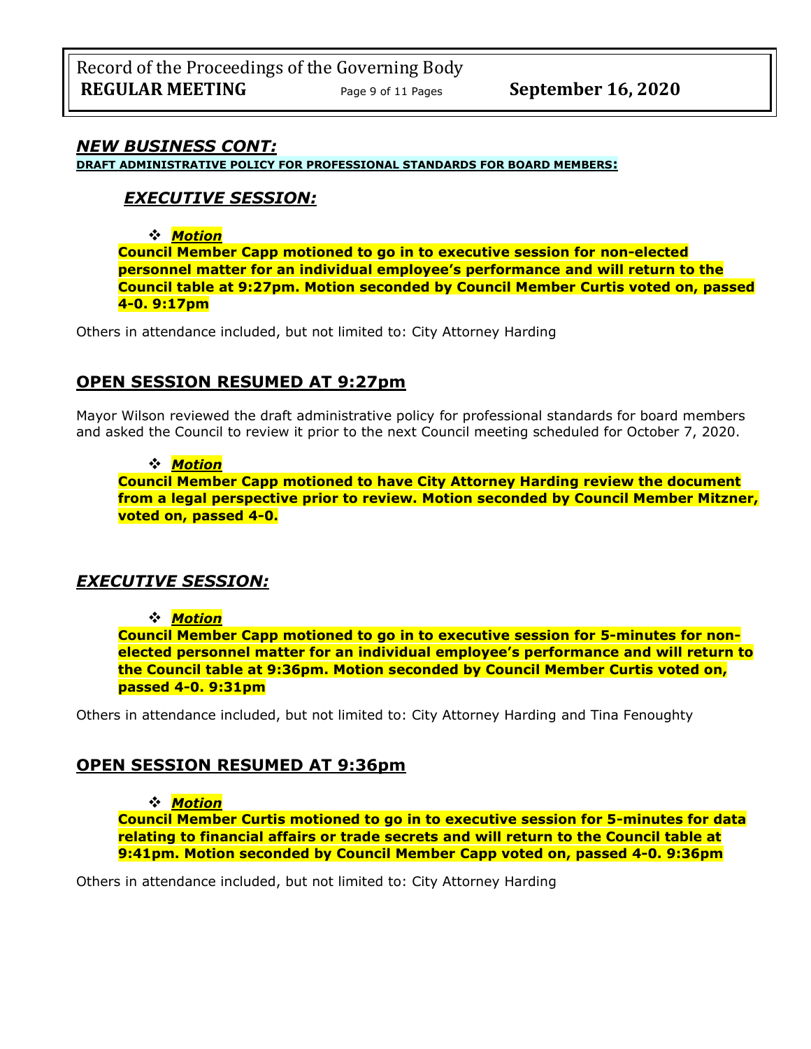## *NEW BUSINESS CONT:*

**DRAFT ADMINISTRATIVE POLICY FOR PROFESSIONAL STANDARDS FOR BOARD MEMBERS:**

### *EXECUTIVE SESSION:*

- ***Motion***

**Council Member Capp motioned to go in to executive session for non-elected personnel matter for an individual employee's performance and will return to the Council table at 9:27pm. Motion seconded by Council Member Curtis voted on, passed 4-0. 9:17pm**

Others in attendance included, but not limited to: City Attorney Harding

## OPEN SESSION RESUMED AT 9:27pm

Mayor Wilson reviewed the draft administrative policy for professional standards for board members and asked the Council to review it prior to the next Council meeting scheduled for October 7, 2020.

- ***Motion***

**Council Member Capp motioned to have City Attorney Harding review the document from a legal perspective prior to review. Motion seconded by Council Member Mitzner, voted on, passed 4-0.**

## *EXECUTIVE SESSION:*

- ***Motion***

**Council Member Capp motioned to go in to executive session for 5-minutes for non-elected personnel matter for an individual employee's performance and will return to the Council table at 9:36pm. Motion seconded by Council Member Curtis voted on, passed 4-0. 9:31pm**

Others in attendance included, but not limited to: City Attorney Harding and Tina Fenoughty

## OPEN SESSION RESUMED AT 9:36pm

- ***Motion***

**Council Member Curtis motioned to go in to executive session for 5-minutes for data relating to financial affairs or trade secrets and will return to the Council table at 9:41pm. Motion seconded by Council Member Capp voted on, passed 4-0. 9:36pm**

Others in attendance included, but not limited to: City Attorney Harding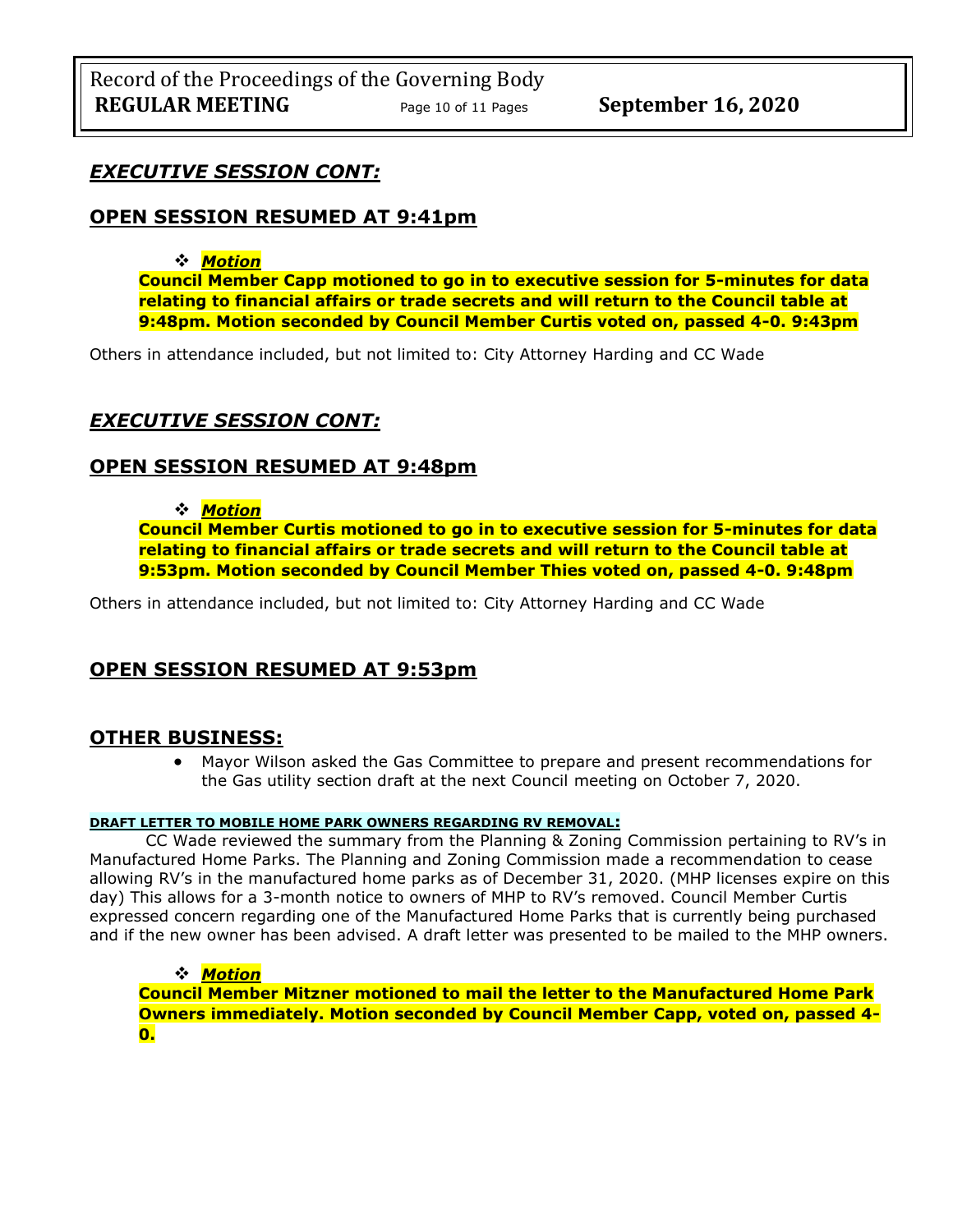## *EXECUTIVE SESSION CONT:*

## OPEN SESSION RESUMED AT 9:41pm

- ***Motion***

**Council Member Capp motioned to go in to executive session for 5-minutes for data relating to financial affairs or trade secrets and will return to the Council table at 9:48pm. Motion seconded by Council Member Curtis voted on, passed 4-0. 9:43pm**

Others in attendance included, but not limited to: City Attorney Harding and CC Wade

## *EXECUTIVE SESSION CONT:*

## OPEN SESSION RESUMED AT 9:48pm

- ***Motion***

**Council Member Curtis motioned to go in to executive session for 5-minutes for data relating to financial affairs or trade secrets and will return to the Council table at 9:53pm. Motion seconded by Council Member Thies voted on, passed 4-0. 9:48pm**

Others in attendance included, but not limited to: City Attorney Harding and CC Wade

## OPEN SESSION RESUMED AT 9:53pm

## OTHER BUSINESS:

- Mayor Wilson asked the Gas Committee to prepare and present recommendations for the Gas utility section draft at the next Council meeting on October 7, 2020.

#### DRAFT LETTER TO MOBILE HOME PARK OWNERS REGARDING RV REMOVAL:

CC Wade reviewed the summary from the Planning & Zoning Commission pertaining to RV's in Manufactured Home Parks. The Planning and Zoning Commission made a recommendation to cease allowing RV's in the manufactured home parks as of December 31, 2020. (MHP licenses expire on this day) This allows for a 3-month notice to owners of MHP to RV's removed. Council Member Curtis expressed concern regarding one of the Manufactured Home Parks that is currently being purchased and if the new owner has been advised. A draft letter was presented to be mailed to the MHP owners.

- ***Motion***

**Council Member Mitzner motioned to mail the letter to the Manufactured Home Park Owners immediately. Motion seconded by Council Member Capp, voted on, passed 4-0.**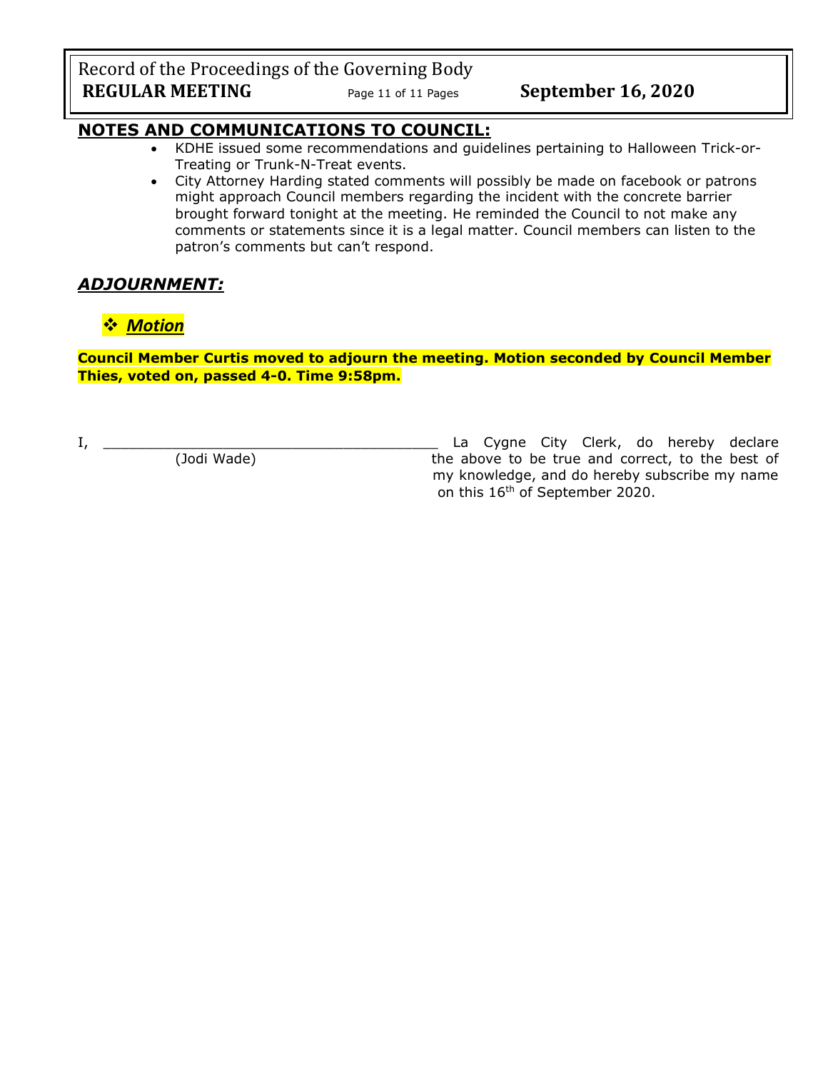## NOTES AND COMMUNICATIONS TO COUNCIL:

- KDHE issued some recommendations and guidelines pertaining to Halloween Trick-or-Treating or Trunk-N-Treat events.
- City Attorney Harding stated comments will possibly be made on facebook or patrons might approach Council members regarding the incident with the concrete barrier brought forward tonight at the meeting. He reminded the Council to not make any comments or statements since it is a legal matter. Council members can listen to the patron's comments but can't respond.

## *ADJOURNMENT:*

### ❖ *Motion*

**Council Member Curtis moved to adjourn the meeting. Motion seconded by Council Member Thies, voted on, passed 4-0. Time 9:58pm.**

I, ______________________________________ La Cygne City Clerk, do hereby declare
(Jodi Wade) the above to be true and correct, to the best of my knowledge, and do hereby subscribe my name on this 16th of September 2020.